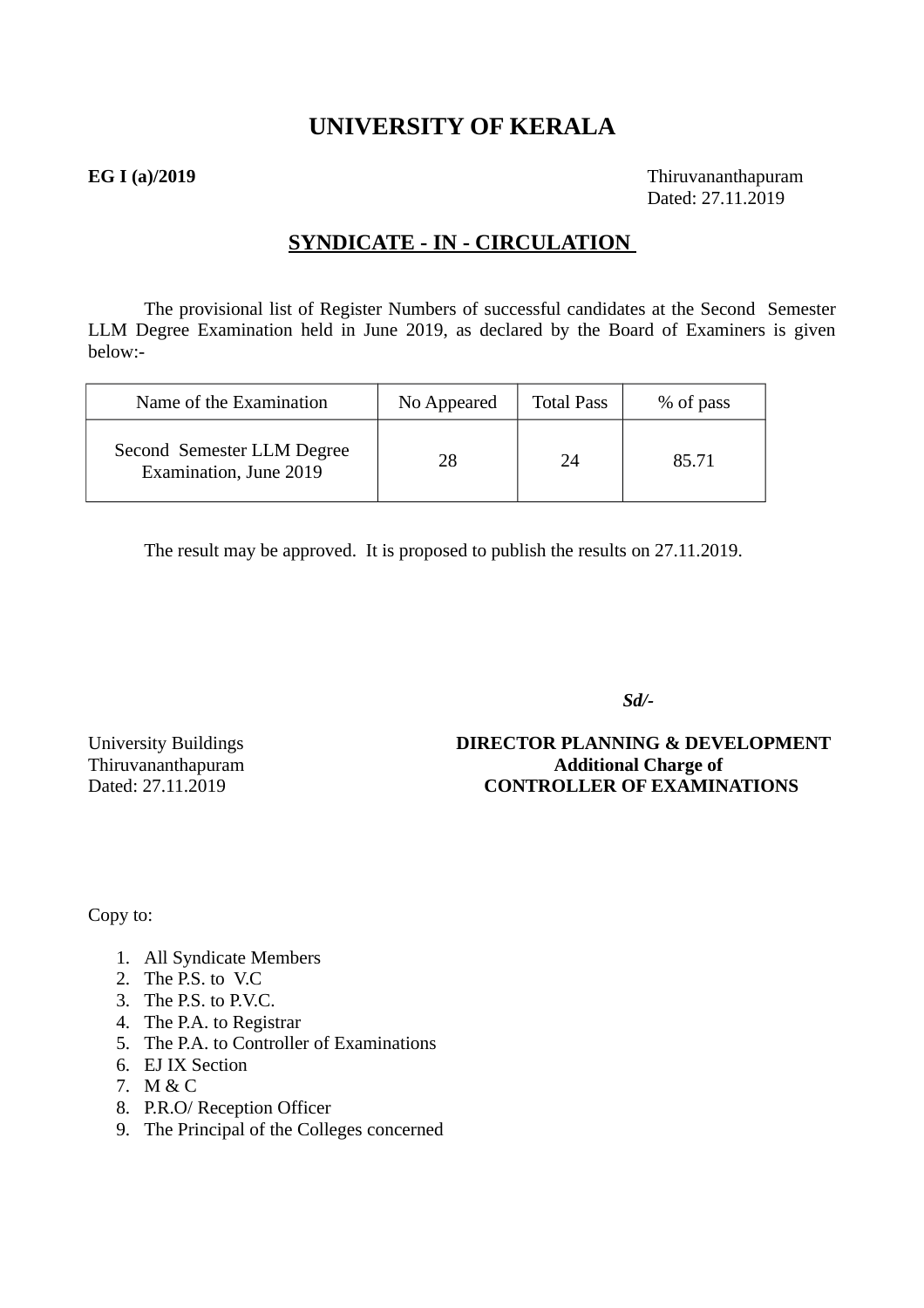# UNIVERSITY OF KERALA

**EG I (a)/2019**

Thiruvananthapuram
Dated: 27.11.2019

## SYNDICATE - IN - CIRCULATION

The provisional list of Register Numbers of successful candidates at the Second Semester LLM Degree Examination held in June 2019, as declared by the Board of Examiners is given below:-

| Name of the Examination | No Appeared | Total Pass | % of pass |
|---|---|---|---|
| Second Semester LLM Degree Examination, June 2019 | 28 | 24 | 85.71 |

The result may be approved. It is proposed to publish the results on 27.11.2019.

***Sd/-***

University Buildings
Thiruvananthapuram
Dated: 27.11.2019

**DIRECTOR PLANNING & DEVELOPMENT**
**Additional Charge of**
**CONTROLLER OF EXAMINATIONS**

Copy to:

1. All Syndicate Members
2. The P.S. to V.C
3. The P.S. to P.V.C.
4. The P.A. to Registrar
5. The P.A. to Controller of Examinations
6. EJ IX Section
7. M & C
8. P.R.O/ Reception Officer
9. The Principal of the Colleges concerned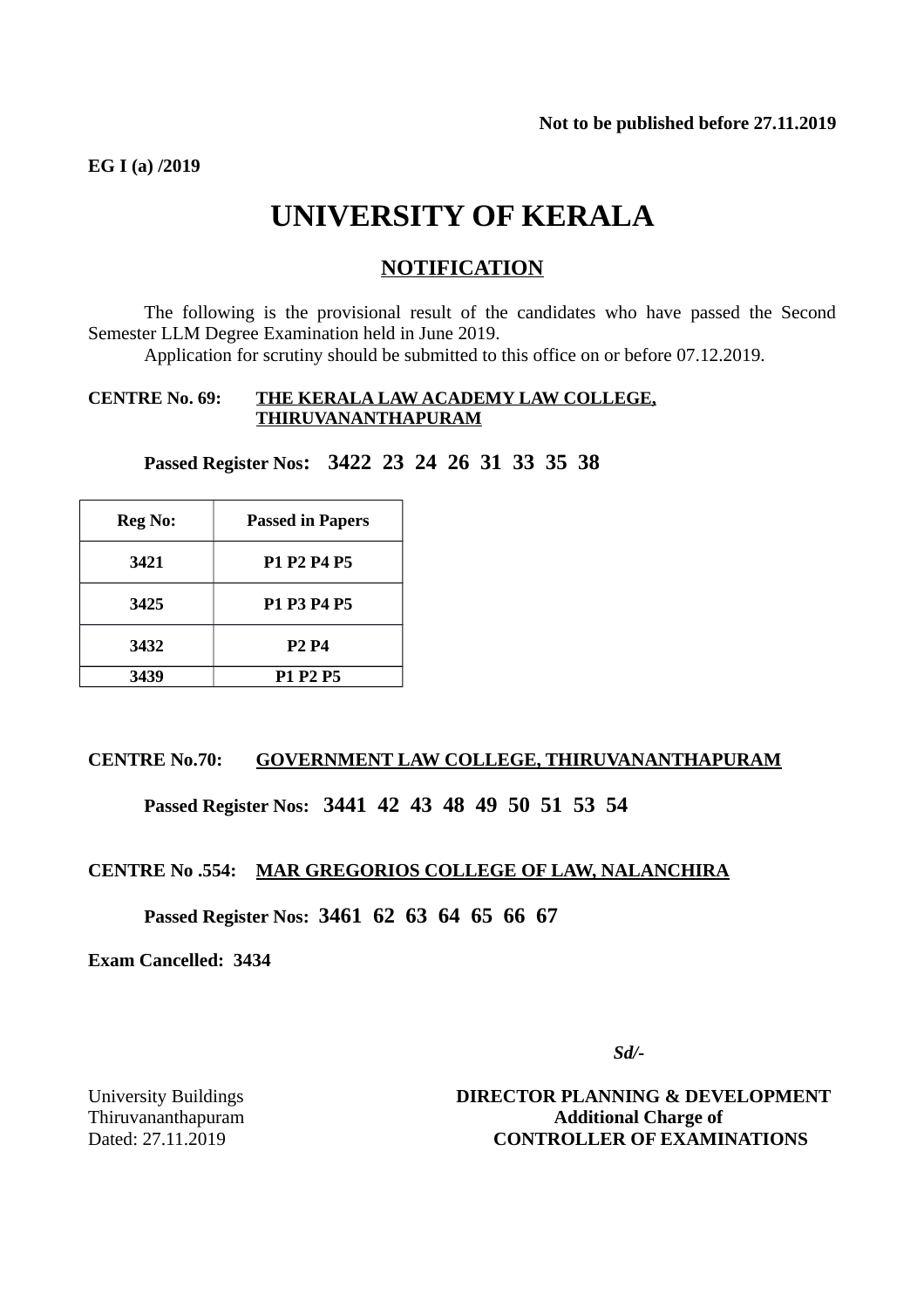**Not to be published before 27.11.2019**

**EG I (a) /2019**

# UNIVERSITY OF KERALA

## NOTIFICATION

The following is the provisional result of the candidates who have passed the Second Semester LLM Degree Examination held in June 2019.

Application for scrutiny should be submitted to this office on or before 07.12.2019.

**CENTRE No. 69:** **THE KERALA LAW ACADEMY LAW COLLEGE, THIRUVANANTHAPURAM**

**Passed Register Nos: 3422 23 24 26 31 33 35 38**

| Reg No: | Passed in Papers |
|---|---|
| 3421 | P1 P2 P4 P5 |
| 3425 | P1 P3 P4 P5 |
| 3432 | P2 P4 |
| 3439 | P1 P2 P5 |

**CENTRE No.70:** **GOVERNMENT LAW COLLEGE, THIRUVANANTHAPURAM**

**Passed Register Nos: 3441 42 43 48 49 50 51 53 54**

**CENTRE No .554:** **MAR GREGORIOS COLLEGE OF LAW, NALANCHIRA**

**Passed Register Nos: 3461 62 63 64 65 66 67**

**Exam Cancelled: 3434**

***Sd/-***

University Buildings
Thiruvananthapuram
Dated: 27.11.2019

**DIRECTOR PLANNING & DEVELOPMENT**
**Additional Charge of**
**CONTROLLER OF EXAMINATIONS**